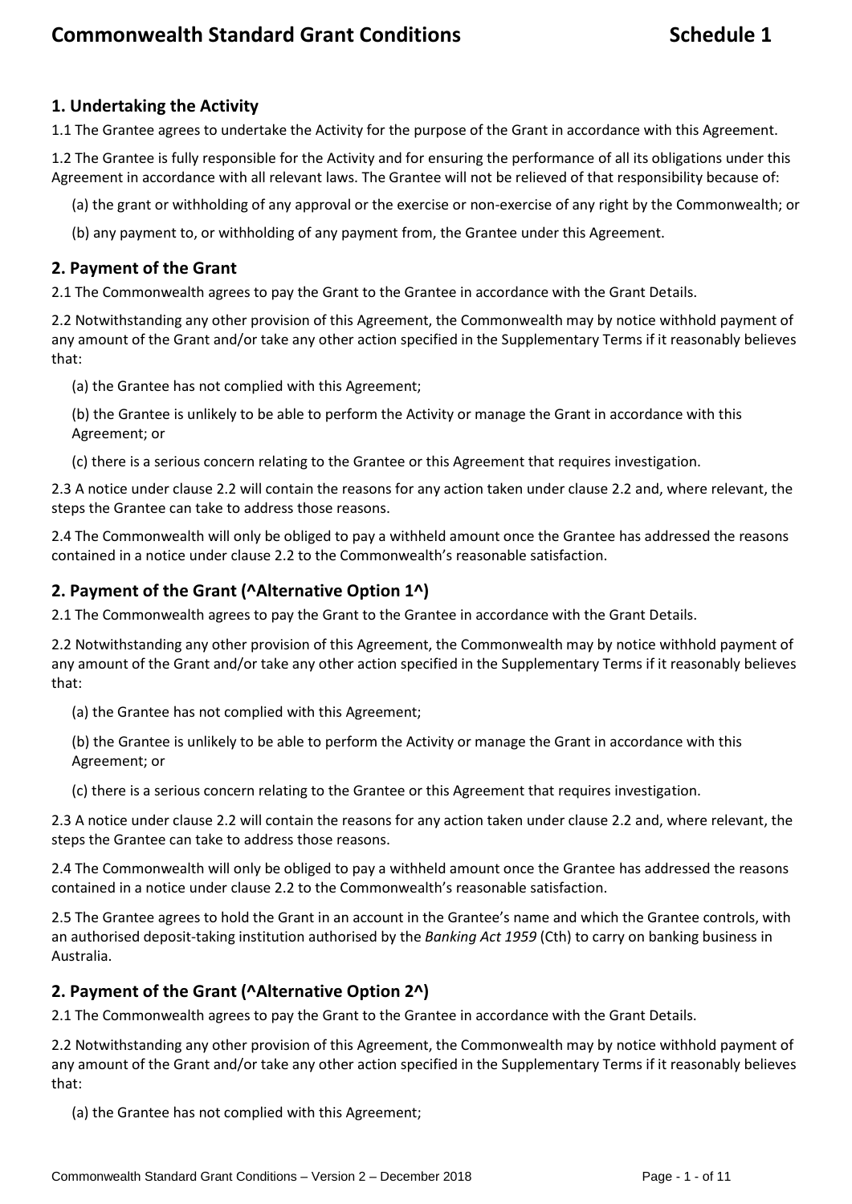# Commonwealth Standard Grant Conditions — Schedule 1

## 1. Undertaking the Activity

1.1 The Grantee agrees to undertake the Activity for the purpose of the Grant in accordance with this Agreement.

1.2 The Grantee is fully responsible for the Activity and for ensuring the performance of all its obligations under this Agreement in accordance with all relevant laws. The Grantee will not be relieved of that responsibility because of:

(a) the grant or withholding of any approval or the exercise or non-exercise of any right by the Commonwealth; or

(b) any payment to, or withholding of any payment from, the Grantee under this Agreement.

## 2. Payment of the Grant

2.1 The Commonwealth agrees to pay the Grant to the Grantee in accordance with the Grant Details.

2.2 Notwithstanding any other provision of this Agreement, the Commonwealth may by notice withhold payment of any amount of the Grant and/or take any other action specified in the Supplementary Terms if it reasonably believes that:

(a) the Grantee has not complied with this Agreement;

(b) the Grantee is unlikely to be able to perform the Activity or manage the Grant in accordance with this Agreement; or

(c) there is a serious concern relating to the Grantee or this Agreement that requires investigation.

2.3 A notice under clause 2.2 will contain the reasons for any action taken under clause 2.2 and, where relevant, the steps the Grantee can take to address those reasons.

2.4 The Commonwealth will only be obliged to pay a withheld amount once the Grantee has addressed the reasons contained in a notice under clause 2.2 to the Commonwealth's reasonable satisfaction.

## 2. Payment of the Grant (^Alternative Option 1^)

2.1 The Commonwealth agrees to pay the Grant to the Grantee in accordance with the Grant Details.

2.2 Notwithstanding any other provision of this Agreement, the Commonwealth may by notice withhold payment of any amount of the Grant and/or take any other action specified in the Supplementary Terms if it reasonably believes that:

(a) the Grantee has not complied with this Agreement;

(b) the Grantee is unlikely to be able to perform the Activity or manage the Grant in accordance with this Agreement; or

(c) there is a serious concern relating to the Grantee or this Agreement that requires investigation.

2.3 A notice under clause 2.2 will contain the reasons for any action taken under clause 2.2 and, where relevant, the steps the Grantee can take to address those reasons.

2.4 The Commonwealth will only be obliged to pay a withheld amount once the Grantee has addressed the reasons contained in a notice under clause 2.2 to the Commonwealth's reasonable satisfaction.

2.5 The Grantee agrees to hold the Grant in an account in the Grantee's name and which the Grantee controls, with an authorised deposit-taking institution authorised by the *Banking Act 1959* (Cth) to carry on banking business in Australia.

## 2. Payment of the Grant (^Alternative Option 2^)

2.1 The Commonwealth agrees to pay the Grant to the Grantee in accordance with the Grant Details.

2.2 Notwithstanding any other provision of this Agreement, the Commonwealth may by notice withhold payment of any amount of the Grant and/or take any other action specified in the Supplementary Terms if it reasonably believes that:

(a) the Grantee has not complied with this Agreement;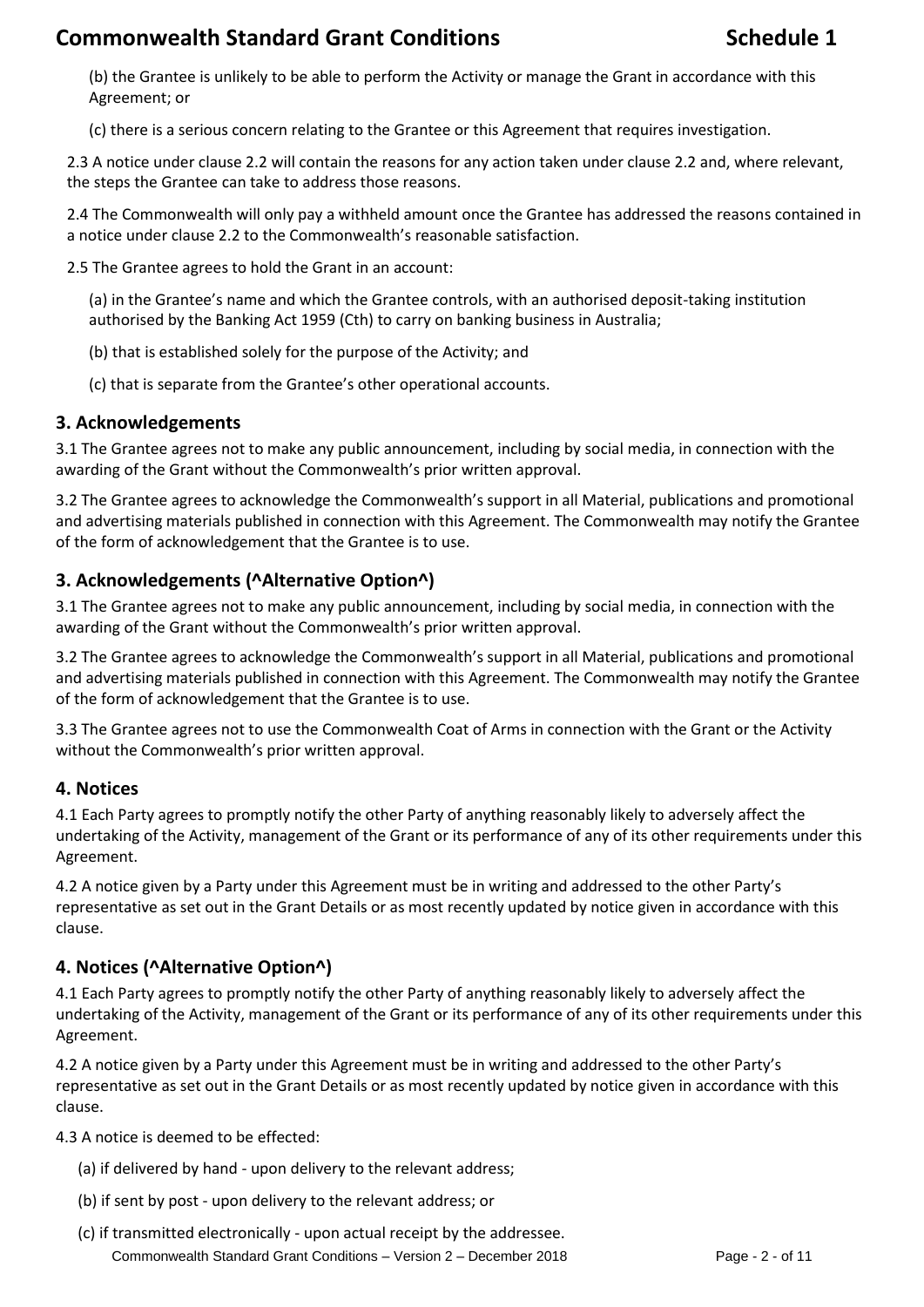(b) the Grantee is unlikely to be able to perform the Activity or manage the Grant in accordance with this Agreement; or

(c) there is a serious concern relating to the Grantee or this Agreement that requires investigation.

2.3 A notice under clause 2.2 will contain the reasons for any action taken under clause 2.2 and, where relevant, the steps the Grantee can take to address those reasons.

2.4 The Commonwealth will only pay a withheld amount once the Grantee has addressed the reasons contained in a notice under clause 2.2 to the Commonwealth's reasonable satisfaction.

2.5 The Grantee agrees to hold the Grant in an account:

(a) in the Grantee's name and which the Grantee controls, with an authorised deposit-taking institution authorised by the Banking Act 1959 (Cth) to carry on banking business in Australia;

(b) that is established solely for the purpose of the Activity; and

(c) that is separate from the Grantee's other operational accounts.

## 3. Acknowledgements

3.1 The Grantee agrees not to make any public announcement, including by social media, in connection with the awarding of the Grant without the Commonwealth's prior written approval.

3.2 The Grantee agrees to acknowledge the Commonwealth's support in all Material, publications and promotional and advertising materials published in connection with this Agreement. The Commonwealth may notify the Grantee of the form of acknowledgement that the Grantee is to use.

## 3. Acknowledgements (^Alternative Option^)

3.1 The Grantee agrees not to make any public announcement, including by social media, in connection with the awarding of the Grant without the Commonwealth's prior written approval.

3.2 The Grantee agrees to acknowledge the Commonwealth's support in all Material, publications and promotional and advertising materials published in connection with this Agreement. The Commonwealth may notify the Grantee of the form of acknowledgement that the Grantee is to use.

3.3 The Grantee agrees not to use the Commonwealth Coat of Arms in connection with the Grant or the Activity without the Commonwealth's prior written approval.

## 4. Notices

4.1 Each Party agrees to promptly notify the other Party of anything reasonably likely to adversely affect the undertaking of the Activity, management of the Grant or its performance of any of its other requirements under this Agreement.

4.2 A notice given by a Party under this Agreement must be in writing and addressed to the other Party's representative as set out in the Grant Details or as most recently updated by notice given in accordance with this clause.

## 4. Notices (^Alternative Option^)

4.1 Each Party agrees to promptly notify the other Party of anything reasonably likely to adversely affect the undertaking of the Activity, management of the Grant or its performance of any of its other requirements under this Agreement.

4.2 A notice given by a Party under this Agreement must be in writing and addressed to the other Party's representative as set out in the Grant Details or as most recently updated by notice given in accordance with this clause.

4.3 A notice is deemed to be effected:

(a) if delivered by hand - upon delivery to the relevant address;

(b) if sent by post - upon delivery to the relevant address; or

(c) if transmitted electronically - upon actual receipt by the addressee.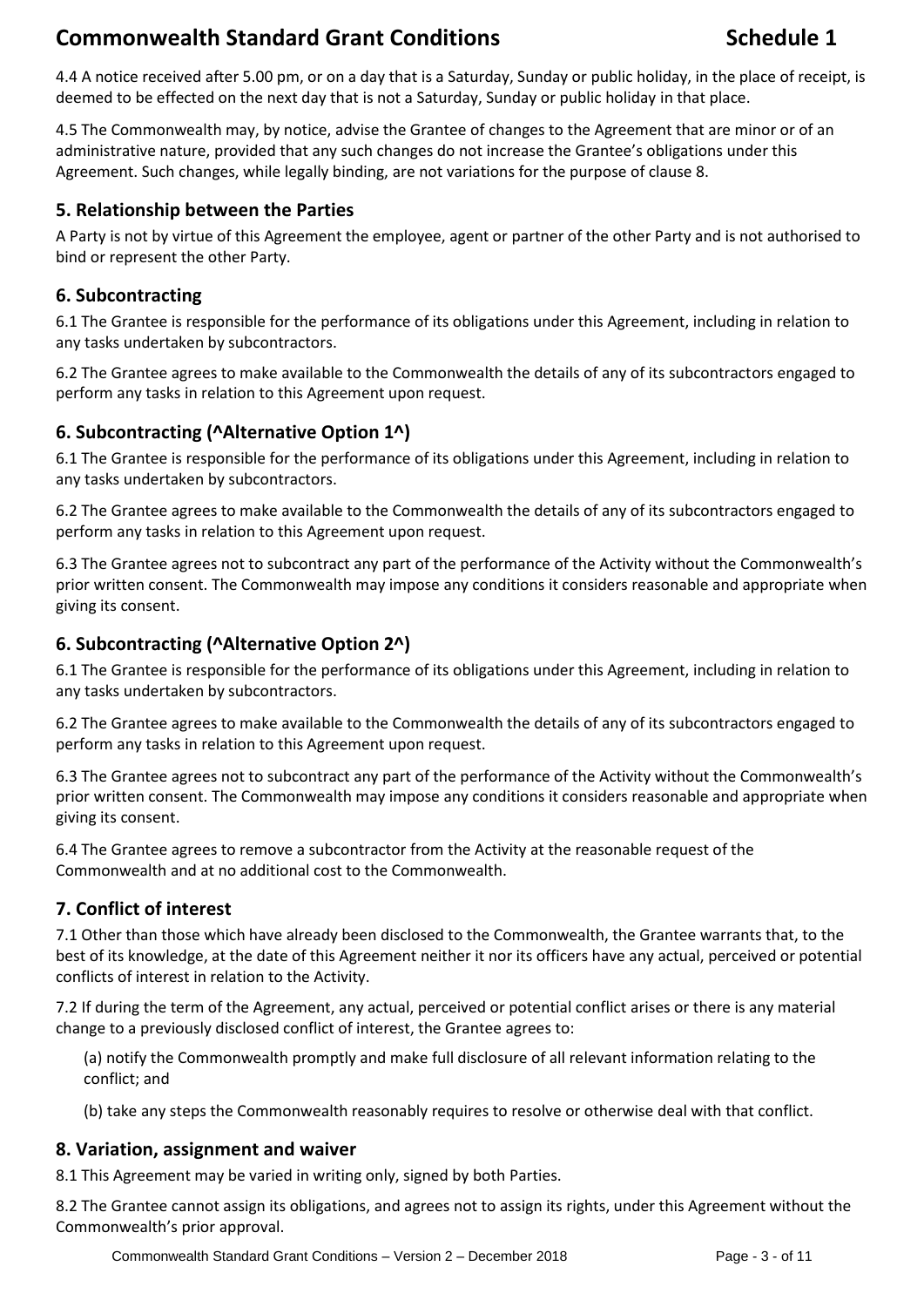4.4 A notice received after 5.00 pm, or on a day that is a Saturday, Sunday or public holiday, in the place of receipt, is deemed to be effected on the next day that is not a Saturday, Sunday or public holiday in that place.

4.5 The Commonwealth may, by notice, advise the Grantee of changes to the Agreement that are minor or of an administrative nature, provided that any such changes do not increase the Grantee's obligations under this Agreement. Such changes, while legally binding, are not variations for the purpose of clause 8.

## 5. Relationship between the Parties

A Party is not by virtue of this Agreement the employee, agent or partner of the other Party and is not authorised to bind or represent the other Party.

## 6. Subcontracting

6.1 The Grantee is responsible for the performance of its obligations under this Agreement, including in relation to any tasks undertaken by subcontractors.

6.2 The Grantee agrees to make available to the Commonwealth the details of any of its subcontractors engaged to perform any tasks in relation to this Agreement upon request.

## 6. Subcontracting (^Alternative Option 1^)

6.1 The Grantee is responsible for the performance of its obligations under this Agreement, including in relation to any tasks undertaken by subcontractors.

6.2 The Grantee agrees to make available to the Commonwealth the details of any of its subcontractors engaged to perform any tasks in relation to this Agreement upon request.

6.3 The Grantee agrees not to subcontract any part of the performance of the Activity without the Commonwealth's prior written consent. The Commonwealth may impose any conditions it considers reasonable and appropriate when giving its consent.

## 6. Subcontracting (^Alternative Option 2^)

6.1 The Grantee is responsible for the performance of its obligations under this Agreement, including in relation to any tasks undertaken by subcontractors.

6.2 The Grantee agrees to make available to the Commonwealth the details of any of its subcontractors engaged to perform any tasks in relation to this Agreement upon request.

6.3 The Grantee agrees not to subcontract any part of the performance of the Activity without the Commonwealth's prior written consent. The Commonwealth may impose any conditions it considers reasonable and appropriate when giving its consent.

6.4 The Grantee agrees to remove a subcontractor from the Activity at the reasonable request of the Commonwealth and at no additional cost to the Commonwealth.

## 7. Conflict of interest

7.1 Other than those which have already been disclosed to the Commonwealth, the Grantee warrants that, to the best of its knowledge, at the date of this Agreement neither it nor its officers have any actual, perceived or potential conflicts of interest in relation to the Activity.

7.2 If during the term of the Agreement, any actual, perceived or potential conflict arises or there is any material change to a previously disclosed conflict of interest, the Grantee agrees to:

(a) notify the Commonwealth promptly and make full disclosure of all relevant information relating to the conflict; and

(b) take any steps the Commonwealth reasonably requires to resolve or otherwise deal with that conflict.

## 8. Variation, assignment and waiver

8.1 This Agreement may be varied in writing only, signed by both Parties.

8.2 The Grantee cannot assign its obligations, and agrees not to assign its rights, under this Agreement without the Commonwealth's prior approval.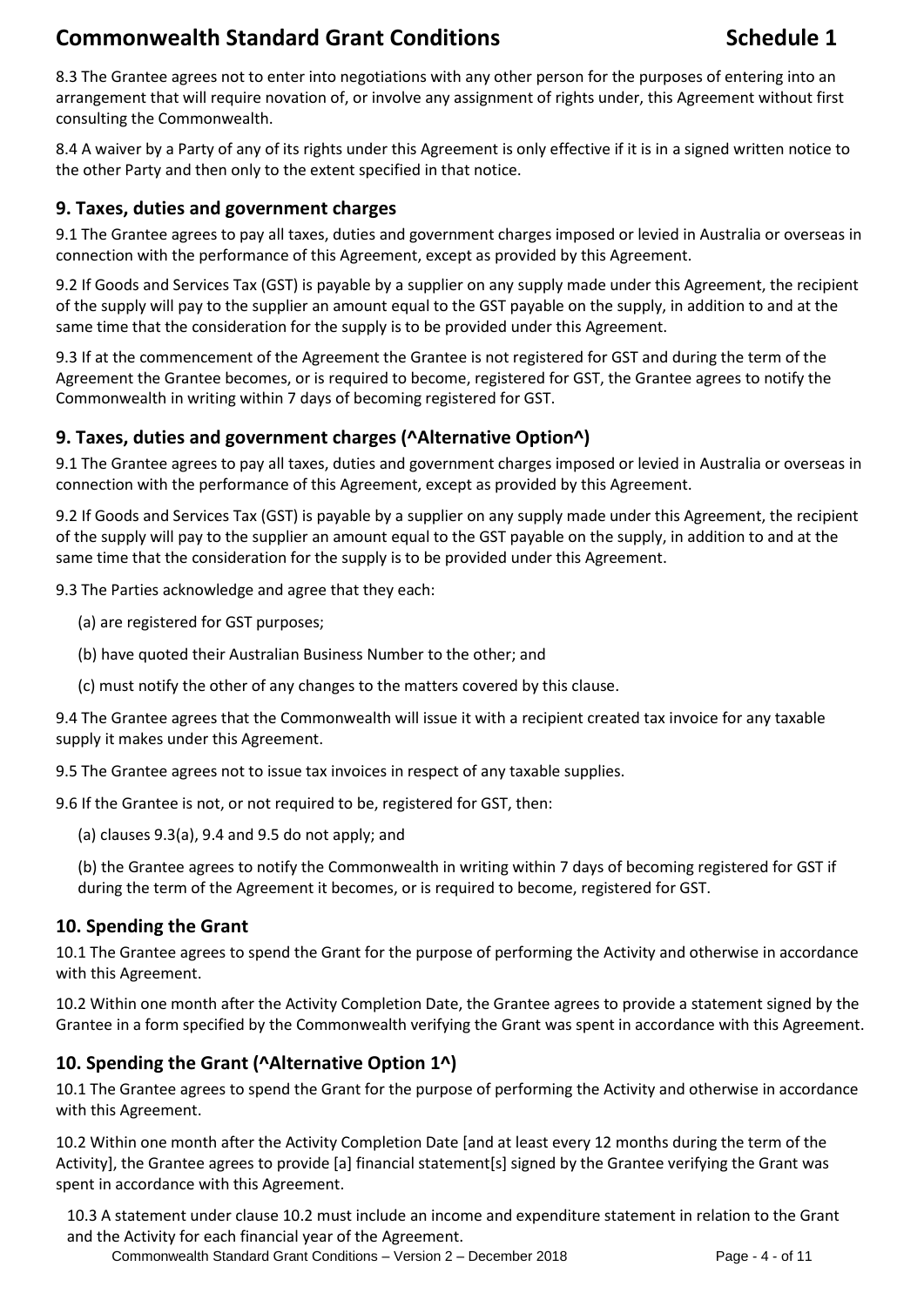8.3 The Grantee agrees not to enter into negotiations with any other person for the purposes of entering into an arrangement that will require novation of, or involve any assignment of rights under, this Agreement without first consulting the Commonwealth.

8.4 A waiver by a Party of any of its rights under this Agreement is only effective if it is in a signed written notice to the other Party and then only to the extent specified in that notice.

## 9. Taxes, duties and government charges

9.1 The Grantee agrees to pay all taxes, duties and government charges imposed or levied in Australia or overseas in connection with the performance of this Agreement, except as provided by this Agreement.

9.2 If Goods and Services Tax (GST) is payable by a supplier on any supply made under this Agreement, the recipient of the supply will pay to the supplier an amount equal to the GST payable on the supply, in addition to and at the same time that the consideration for the supply is to be provided under this Agreement.

9.3 If at the commencement of the Agreement the Grantee is not registered for GST and during the term of the Agreement the Grantee becomes, or is required to become, registered for GST, the Grantee agrees to notify the Commonwealth in writing within 7 days of becoming registered for GST.

## 9. Taxes, duties and government charges (^Alternative Option^)

9.1 The Grantee agrees to pay all taxes, duties and government charges imposed or levied in Australia or overseas in connection with the performance of this Agreement, except as provided by this Agreement.

9.2 If Goods and Services Tax (GST) is payable by a supplier on any supply made under this Agreement, the recipient of the supply will pay to the supplier an amount equal to the GST payable on the supply, in addition to and at the same time that the consideration for the supply is to be provided under this Agreement.

9.3 The Parties acknowledge and agree that they each:

(a) are registered for GST purposes;

(b) have quoted their Australian Business Number to the other; and

(c) must notify the other of any changes to the matters covered by this clause.

9.4 The Grantee agrees that the Commonwealth will issue it with a recipient created tax invoice for any taxable supply it makes under this Agreement.

9.5 The Grantee agrees not to issue tax invoices in respect of any taxable supplies.

9.6 If the Grantee is not, or not required to be, registered for GST, then:

(a) clauses 9.3(a), 9.4 and 9.5 do not apply; and

(b) the Grantee agrees to notify the Commonwealth in writing within 7 days of becoming registered for GST if during the term of the Agreement it becomes, or is required to become, registered for GST.

## 10. Spending the Grant

10.1 The Grantee agrees to spend the Grant for the purpose of performing the Activity and otherwise in accordance with this Agreement.

10.2 Within one month after the Activity Completion Date, the Grantee agrees to provide a statement signed by the Grantee in a form specified by the Commonwealth verifying the Grant was spent in accordance with this Agreement.

## 10. Spending the Grant (^Alternative Option 1^)

10.1 The Grantee agrees to spend the Grant for the purpose of performing the Activity and otherwise in accordance with this Agreement.

10.2 Within one month after the Activity Completion Date [and at least every 12 months during the term of the Activity], the Grantee agrees to provide [a] financial statement[s] signed by the Grantee verifying the Grant was spent in accordance with this Agreement.

10.3 A statement under clause 10.2 must include an income and expenditure statement in relation to the Grant and the Activity for each financial year of the Agreement.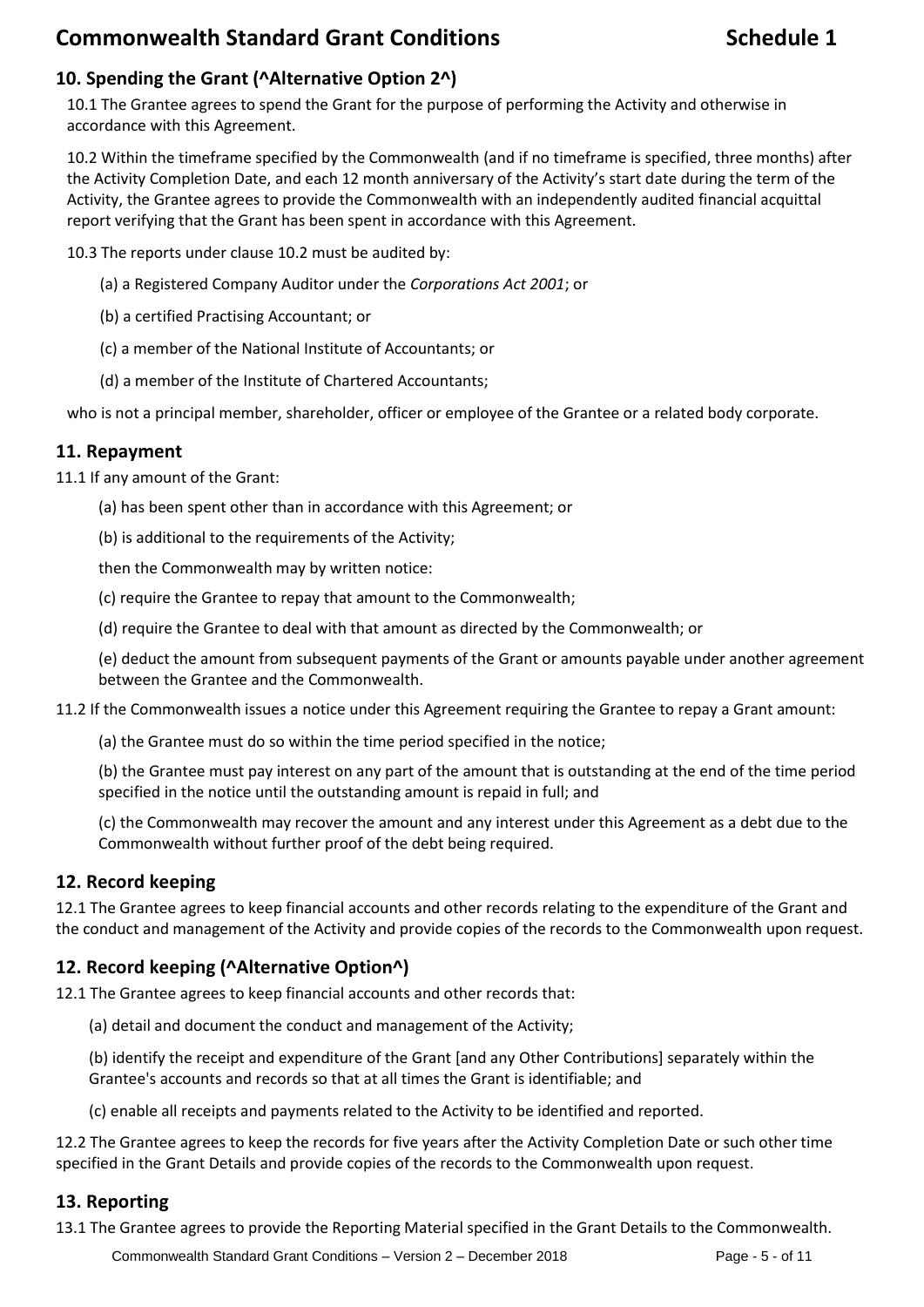## 10. Spending the Grant (^Alternative Option 2^)

10.1 The Grantee agrees to spend the Grant for the purpose of performing the Activity and otherwise in accordance with this Agreement.

10.2 Within the timeframe specified by the Commonwealth (and if no timeframe is specified, three months) after the Activity Completion Date, and each 12 month anniversary of the Activity's start date during the term of the Activity, the Grantee agrees to provide the Commonwealth with an independently audited financial acquittal report verifying that the Grant has been spent in accordance with this Agreement.

10.3 The reports under clause 10.2 must be audited by:

(a) a Registered Company Auditor under the *Corporations Act 2001*; or

(b) a certified Practising Accountant; or

(c) a member of the National Institute of Accountants; or

(d) a member of the Institute of Chartered Accountants;

who is not a principal member, shareholder, officer or employee of the Grantee or a related body corporate.

## 11. Repayment

11.1 If any amount of the Grant:

(a) has been spent other than in accordance with this Agreement; or

(b) is additional to the requirements of the Activity;

then the Commonwealth may by written notice:

(c) require the Grantee to repay that amount to the Commonwealth;

(d) require the Grantee to deal with that amount as directed by the Commonwealth; or

(e) deduct the amount from subsequent payments of the Grant or amounts payable under another agreement between the Grantee and the Commonwealth.

11.2 If the Commonwealth issues a notice under this Agreement requiring the Grantee to repay a Grant amount:

(a) the Grantee must do so within the time period specified in the notice;

(b) the Grantee must pay interest on any part of the amount that is outstanding at the end of the time period specified in the notice until the outstanding amount is repaid in full; and

(c) the Commonwealth may recover the amount and any interest under this Agreement as a debt due to the Commonwealth without further proof of the debt being required.

## 12. Record keeping

12.1 The Grantee agrees to keep financial accounts and other records relating to the expenditure of the Grant and the conduct and management of the Activity and provide copies of the records to the Commonwealth upon request.

## 12. Record keeping (^Alternative Option^)

12.1 The Grantee agrees to keep financial accounts and other records that:

(a) detail and document the conduct and management of the Activity;

(b) identify the receipt and expenditure of the Grant [and any Other Contributions] separately within the Grantee's accounts and records so that at all times the Grant is identifiable; and

(c) enable all receipts and payments related to the Activity to be identified and reported.

12.2 The Grantee agrees to keep the records for five years after the Activity Completion Date or such other time specified in the Grant Details and provide copies of the records to the Commonwealth upon request.

## 13. Reporting

13.1 The Grantee agrees to provide the Reporting Material specified in the Grant Details to the Commonwealth.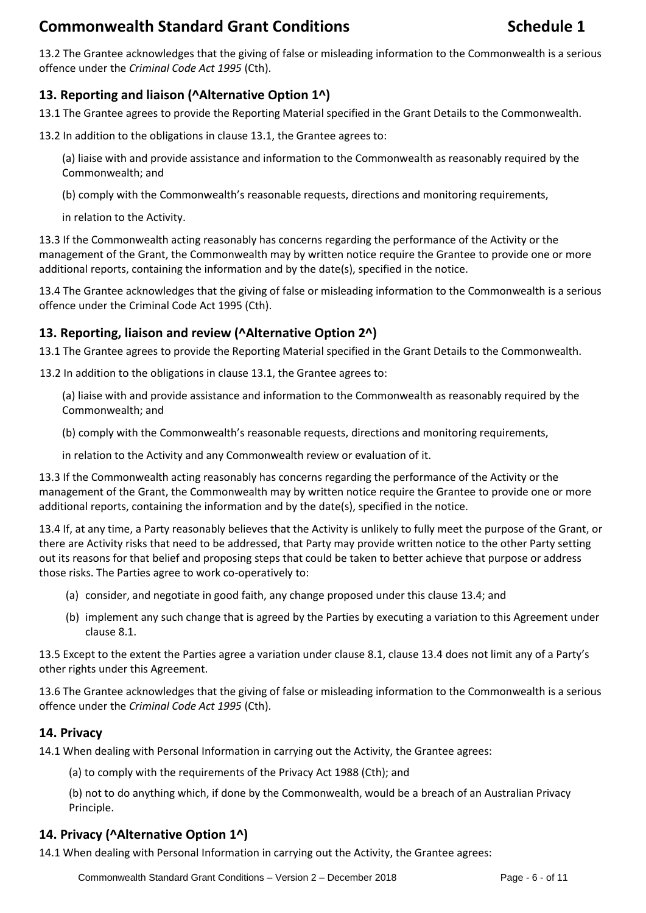13.2 The Grantee acknowledges that the giving of false or misleading information to the Commonwealth is a serious offence under the *Criminal Code Act 1995* (Cth).

## 13. Reporting and liaison (^Alternative Option 1^)

13.1 The Grantee agrees to provide the Reporting Material specified in the Grant Details to the Commonwealth.

13.2 In addition to the obligations in clause 13.1, the Grantee agrees to:

(a) liaise with and provide assistance and information to the Commonwealth as reasonably required by the Commonwealth; and

(b) comply with the Commonwealth's reasonable requests, directions and monitoring requirements,

in relation to the Activity.

13.3 If the Commonwealth acting reasonably has concerns regarding the performance of the Activity or the management of the Grant, the Commonwealth may by written notice require the Grantee to provide one or more additional reports, containing the information and by the date(s), specified in the notice.

13.4 The Grantee acknowledges that the giving of false or misleading information to the Commonwealth is a serious offence under the Criminal Code Act 1995 (Cth).

## 13. Reporting, liaison and review (^Alternative Option 2^)

13.1 The Grantee agrees to provide the Reporting Material specified in the Grant Details to the Commonwealth.

13.2 In addition to the obligations in clause 13.1, the Grantee agrees to:

(a) liaise with and provide assistance and information to the Commonwealth as reasonably required by the Commonwealth; and

(b) comply with the Commonwealth's reasonable requests, directions and monitoring requirements,

in relation to the Activity and any Commonwealth review or evaluation of it.

13.3 If the Commonwealth acting reasonably has concerns regarding the performance of the Activity or the management of the Grant, the Commonwealth may by written notice require the Grantee to provide one or more additional reports, containing the information and by the date(s), specified in the notice.

13.4 If, at any time, a Party reasonably believes that the Activity is unlikely to fully meet the purpose of the Grant, or there are Activity risks that need to be addressed, that Party may provide written notice to the other Party setting out its reasons for that belief and proposing steps that could be taken to better achieve that purpose or address those risks. The Parties agree to work co-operatively to:

(a) consider, and negotiate in good faith, any change proposed under this clause 13.4; and

(b) implement any such change that is agreed by the Parties by executing a variation to this Agreement under clause 8.1.

13.5 Except to the extent the Parties agree a variation under clause 8.1, clause 13.4 does not limit any of a Party's other rights under this Agreement.

13.6 The Grantee acknowledges that the giving of false or misleading information to the Commonwealth is a serious offence under the *Criminal Code Act 1995* (Cth).

## 14. Privacy

14.1 When dealing with Personal Information in carrying out the Activity, the Grantee agrees:

(a) to comply with the requirements of the Privacy Act 1988 (Cth); and

(b) not to do anything which, if done by the Commonwealth, would be a breach of an Australian Privacy Principle.

## 14. Privacy (^Alternative Option 1^)

14.1 When dealing with Personal Information in carrying out the Activity, the Grantee agrees: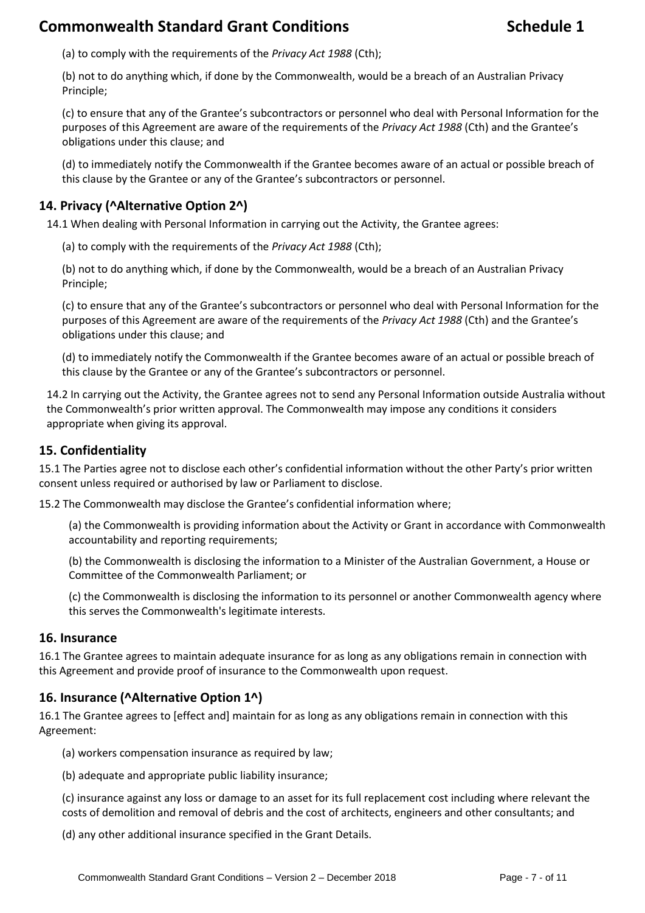(a) to comply with the requirements of the *Privacy Act 1988* (Cth);

(b) not to do anything which, if done by the Commonwealth, would be a breach of an Australian Privacy Principle;

(c) to ensure that any of the Grantee's subcontractors or personnel who deal with Personal Information for the purposes of this Agreement are aware of the requirements of the *Privacy Act 1988* (Cth) and the Grantee's obligations under this clause; and

(d) to immediately notify the Commonwealth if the Grantee becomes aware of an actual or possible breach of this clause by the Grantee or any of the Grantee's subcontractors or personnel.

## 14. Privacy (^Alternative Option 2^)

14.1 When dealing with Personal Information in carrying out the Activity, the Grantee agrees:

(a) to comply with the requirements of the *Privacy Act 1988* (Cth);

(b) not to do anything which, if done by the Commonwealth, would be a breach of an Australian Privacy Principle;

(c) to ensure that any of the Grantee's subcontractors or personnel who deal with Personal Information for the purposes of this Agreement are aware of the requirements of the *Privacy Act 1988* (Cth) and the Grantee's obligations under this clause; and

(d) to immediately notify the Commonwealth if the Grantee becomes aware of an actual or possible breach of this clause by the Grantee or any of the Grantee's subcontractors or personnel.

14.2 In carrying out the Activity, the Grantee agrees not to send any Personal Information outside Australia without the Commonwealth's prior written approval. The Commonwealth may impose any conditions it considers appropriate when giving its approval.

## 15. Confidentiality

15.1 The Parties agree not to disclose each other's confidential information without the other Party's prior written consent unless required or authorised by law or Parliament to disclose.

15.2 The Commonwealth may disclose the Grantee's confidential information where;

(a) the Commonwealth is providing information about the Activity or Grant in accordance with Commonwealth accountability and reporting requirements;

(b) the Commonwealth is disclosing the information to a Minister of the Australian Government, a House or Committee of the Commonwealth Parliament; or

(c) the Commonwealth is disclosing the information to its personnel or another Commonwealth agency where this serves the Commonwealth's legitimate interests.

## 16. Insurance

16.1 The Grantee agrees to maintain adequate insurance for as long as any obligations remain in connection with this Agreement and provide proof of insurance to the Commonwealth upon request.

## 16. Insurance (^Alternative Option 1^)

16.1 The Grantee agrees to [effect and] maintain for as long as any obligations remain in connection with this Agreement:

(a) workers compensation insurance as required by law;

(b) adequate and appropriate public liability insurance;

(c) insurance against any loss or damage to an asset for its full replacement cost including where relevant the costs of demolition and removal of debris and the cost of architects, engineers and other consultants; and

(d) any other additional insurance specified in the Grant Details.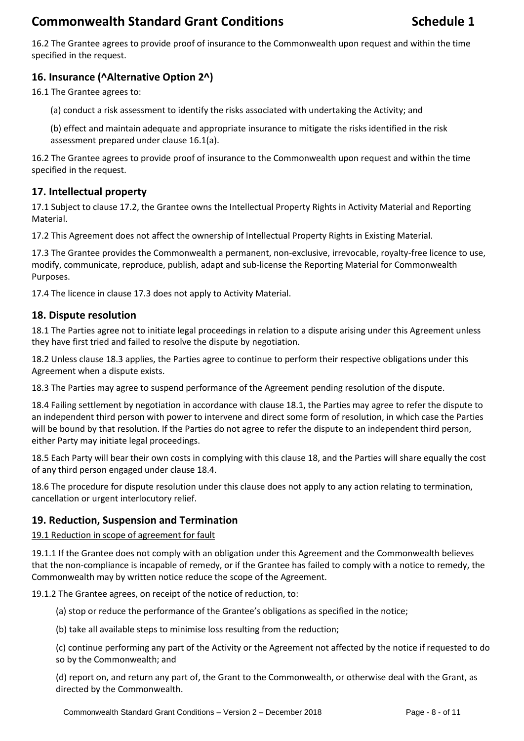16.2 The Grantee agrees to provide proof of insurance to the Commonwealth upon request and within the time specified in the request.

## 16. Insurance (^Alternative Option 2^)

16.1 The Grantee agrees to:

(a) conduct a risk assessment to identify the risks associated with undertaking the Activity; and

(b) effect and maintain adequate and appropriate insurance to mitigate the risks identified in the risk assessment prepared under clause 16.1(a).

16.2 The Grantee agrees to provide proof of insurance to the Commonwealth upon request and within the time specified in the request.

## 17. Intellectual property

17.1 Subject to clause 17.2, the Grantee owns the Intellectual Property Rights in Activity Material and Reporting Material.

17.2 This Agreement does not affect the ownership of Intellectual Property Rights in Existing Material.

17.3 The Grantee provides the Commonwealth a permanent, non-exclusive, irrevocable, royalty-free licence to use, modify, communicate, reproduce, publish, adapt and sub-license the Reporting Material for Commonwealth Purposes.

17.4 The licence in clause 17.3 does not apply to Activity Material.

## 18. Dispute resolution

18.1 The Parties agree not to initiate legal proceedings in relation to a dispute arising under this Agreement unless they have first tried and failed to resolve the dispute by negotiation.

18.2 Unless clause 18.3 applies, the Parties agree to continue to perform their respective obligations under this Agreement when a dispute exists.

18.3 The Parties may agree to suspend performance of the Agreement pending resolution of the dispute.

18.4 Failing settlement by negotiation in accordance with clause 18.1, the Parties may agree to refer the dispute to an independent third person with power to intervene and direct some form of resolution, in which case the Parties will be bound by that resolution. If the Parties do not agree to refer the dispute to an independent third person, either Party may initiate legal proceedings.

18.5 Each Party will bear their own costs in complying with this clause 18, and the Parties will share equally the cost of any third person engaged under clause 18.4.

18.6 The procedure for dispute resolution under this clause does not apply to any action relating to termination, cancellation or urgent interlocutory relief.

## 19. Reduction, Suspension and Termination

19.1 Reduction in scope of agreement for fault

19.1.1 If the Grantee does not comply with an obligation under this Agreement and the Commonwealth believes that the non-compliance is incapable of remedy, or if the Grantee has failed to comply with a notice to remedy, the Commonwealth may by written notice reduce the scope of the Agreement.

19.1.2 The Grantee agrees, on receipt of the notice of reduction, to:

(a) stop or reduce the performance of the Grantee's obligations as specified in the notice;

(b) take all available steps to minimise loss resulting from the reduction;

(c) continue performing any part of the Activity or the Agreement not affected by the notice if requested to do so by the Commonwealth; and

(d) report on, and return any part of, the Grant to the Commonwealth, or otherwise deal with the Grant, as directed by the Commonwealth.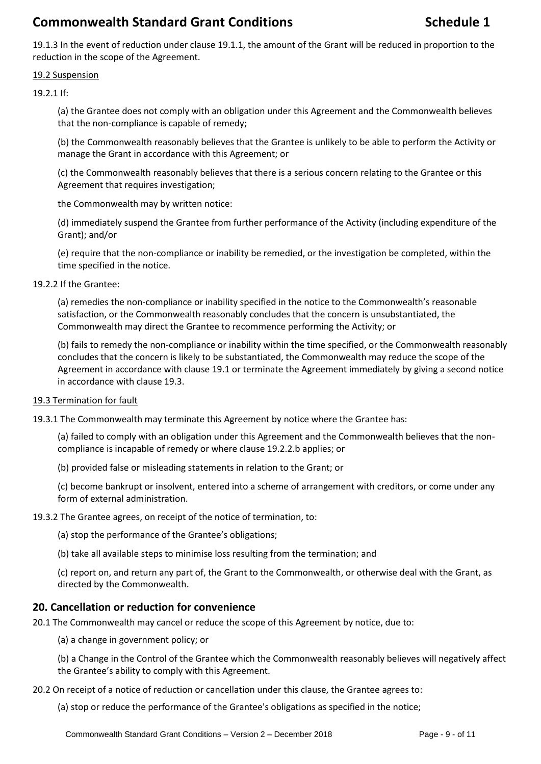19.1.3 In the event of reduction under clause 19.1.1, the amount of the Grant will be reduced in proportion to the reduction in the scope of the Agreement.

19.2 Suspension

19.2.1 If:

(a) the Grantee does not comply with an obligation under this Agreement and the Commonwealth believes that the non-compliance is capable of remedy;

(b) the Commonwealth reasonably believes that the Grantee is unlikely to be able to perform the Activity or manage the Grant in accordance with this Agreement; or

(c) the Commonwealth reasonably believes that there is a serious concern relating to the Grantee or this Agreement that requires investigation;

the Commonwealth may by written notice:

(d) immediately suspend the Grantee from further performance of the Activity (including expenditure of the Grant); and/or

(e) require that the non-compliance or inability be remedied, or the investigation be completed, within the time specified in the notice.

19.2.2 If the Grantee:

(a) remedies the non-compliance or inability specified in the notice to the Commonwealth's reasonable satisfaction, or the Commonwealth reasonably concludes that the concern is unsubstantiated, the Commonwealth may direct the Grantee to recommence performing the Activity; or

(b) fails to remedy the non-compliance or inability within the time specified, or the Commonwealth reasonably concludes that the concern is likely to be substantiated, the Commonwealth may reduce the scope of the Agreement in accordance with clause 19.1 or terminate the Agreement immediately by giving a second notice in accordance with clause 19.3.

19.3 Termination for fault

19.3.1 The Commonwealth may terminate this Agreement by notice where the Grantee has:

(a) failed to comply with an obligation under this Agreement and the Commonwealth believes that the non-compliance is incapable of remedy or where clause 19.2.2.b applies; or

(b) provided false or misleading statements in relation to the Grant; or

(c) become bankrupt or insolvent, entered into a scheme of arrangement with creditors, or come under any form of external administration.

19.3.2 The Grantee agrees, on receipt of the notice of termination, to:

(a) stop the performance of the Grantee's obligations;

(b) take all available steps to minimise loss resulting from the termination; and

(c) report on, and return any part of, the Grant to the Commonwealth, or otherwise deal with the Grant, as directed by the Commonwealth.

## 20. Cancellation or reduction for convenience

20.1 The Commonwealth may cancel or reduce the scope of this Agreement by notice, due to:

(a) a change in government policy; or

(b) a Change in the Control of the Grantee which the Commonwealth reasonably believes will negatively affect the Grantee's ability to comply with this Agreement.

20.2 On receipt of a notice of reduction or cancellation under this clause, the Grantee agrees to:

(a) stop or reduce the performance of the Grantee's obligations as specified in the notice;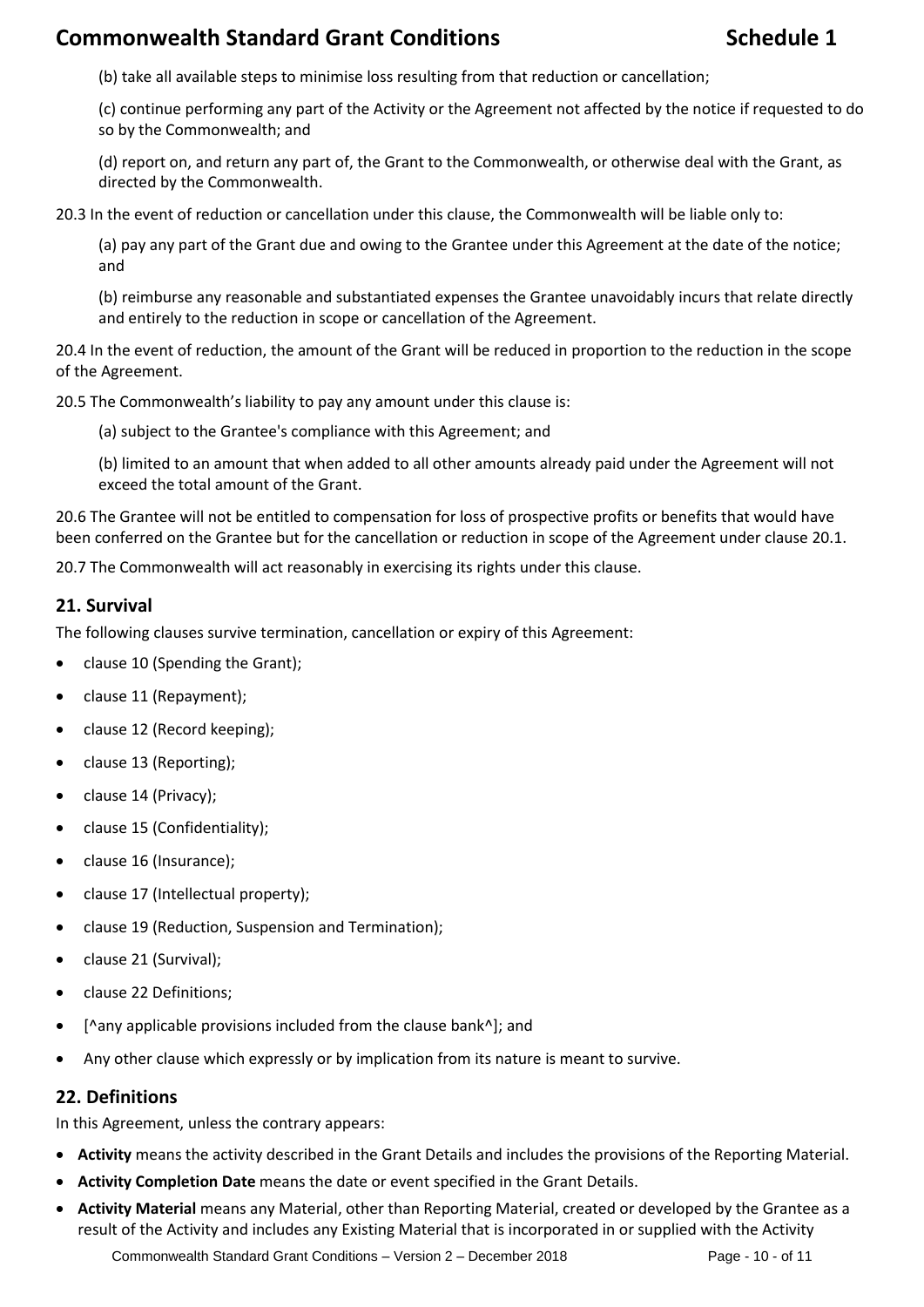(b) take all available steps to minimise loss resulting from that reduction or cancellation;

(c) continue performing any part of the Activity or the Agreement not affected by the notice if requested to do so by the Commonwealth; and

(d) report on, and return any part of, the Grant to the Commonwealth, or otherwise deal with the Grant, as directed by the Commonwealth.

20.3 In the event of reduction or cancellation under this clause, the Commonwealth will be liable only to:

(a) pay any part of the Grant due and owing to the Grantee under this Agreement at the date of the notice; and

(b) reimburse any reasonable and substantiated expenses the Grantee unavoidably incurs that relate directly and entirely to the reduction in scope or cancellation of the Agreement.

20.4 In the event of reduction, the amount of the Grant will be reduced in proportion to the reduction in the scope of the Agreement.

20.5 The Commonwealth's liability to pay any amount under this clause is:

(a) subject to the Grantee's compliance with this Agreement; and

(b) limited to an amount that when added to all other amounts already paid under the Agreement will not exceed the total amount of the Grant.

20.6 The Grantee will not be entitled to compensation for loss of prospective profits or benefits that would have been conferred on the Grantee but for the cancellation or reduction in scope of the Agreement under clause 20.1.

20.7 The Commonwealth will act reasonably in exercising its rights under this clause.

## 21. Survival

The following clauses survive termination, cancellation or expiry of this Agreement:

- clause 10 (Spending the Grant);
- clause 11 (Repayment);
- clause 12 (Record keeping);
- clause 13 (Reporting);
- clause 14 (Privacy);
- clause 15 (Confidentiality);
- clause 16 (Insurance);
- clause 17 (Intellectual property);
- clause 19 (Reduction, Suspension and Termination);
- clause 21 (Survival);
- clause 22 Definitions;
- [^any applicable provisions included from the clause bank^]; and
- Any other clause which expressly or by implication from its nature is meant to survive.

## 22. Definitions

In this Agreement, unless the contrary appears:

- **Activity** means the activity described in the Grant Details and includes the provisions of the Reporting Material.
- **Activity Completion Date** means the date or event specified in the Grant Details.
- **Activity Material** means any Material, other than Reporting Material, created or developed by the Grantee as a result of the Activity and includes any Existing Material that is incorporated in or supplied with the Activity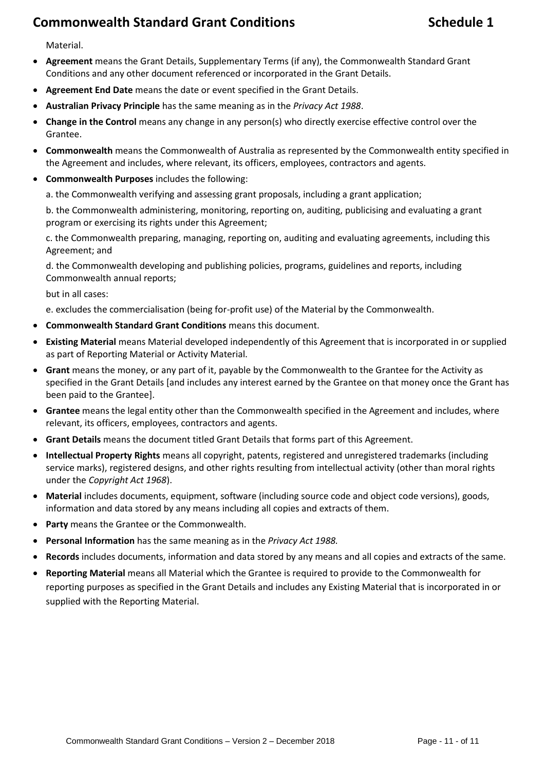Material.

- **Agreement** means the Grant Details, Supplementary Terms (if any), the Commonwealth Standard Grant Conditions and any other document referenced or incorporated in the Grant Details.
- **Agreement End Date** means the date or event specified in the Grant Details.
- **Australian Privacy Principle** has the same meaning as in the *Privacy Act 1988*.
- **Change in the Control** means any change in any person(s) who directly exercise effective control over the Grantee.
- **Commonwealth** means the Commonwealth of Australia as represented by the Commonwealth entity specified in the Agreement and includes, where relevant, its officers, employees, contractors and agents.
- **Commonwealth Purposes** includes the following:

  a. the Commonwealth verifying and assessing grant proposals, including a grant application;

  b. the Commonwealth administering, monitoring, reporting on, auditing, publicising and evaluating a grant program or exercising its rights under this Agreement;

  c. the Commonwealth preparing, managing, reporting on, auditing and evaluating agreements, including this Agreement; and

  d. the Commonwealth developing and publishing policies, programs, guidelines and reports, including Commonwealth annual reports;

  but in all cases:

  e. excludes the commercialisation (being for-profit use) of the Material by the Commonwealth.
- **Commonwealth Standard Grant Conditions** means this document.
- **Existing Material** means Material developed independently of this Agreement that is incorporated in or supplied as part of Reporting Material or Activity Material.
- **Grant** means the money, or any part of it, payable by the Commonwealth to the Grantee for the Activity as specified in the Grant Details [and includes any interest earned by the Grantee on that money once the Grant has been paid to the Grantee].
- **Grantee** means the legal entity other than the Commonwealth specified in the Agreement and includes, where relevant, its officers, employees, contractors and agents.
- **Grant Details** means the document titled Grant Details that forms part of this Agreement.
- **Intellectual Property Rights** means all copyright, patents, registered and unregistered trademarks (including service marks), registered designs, and other rights resulting from intellectual activity (other than moral rights under the *Copyright Act 1968*).
- **Material** includes documents, equipment, software (including source code and object code versions), goods, information and data stored by any means including all copies and extracts of them.
- **Party** means the Grantee or the Commonwealth.
- **Personal Information** has the same meaning as in the *Privacy Act 1988.*
- **Records** includes documents, information and data stored by any means and all copies and extracts of the same.
- **Reporting Material** means all Material which the Grantee is required to provide to the Commonwealth for reporting purposes as specified in the Grant Details and includes any Existing Material that is incorporated in or supplied with the Reporting Material.